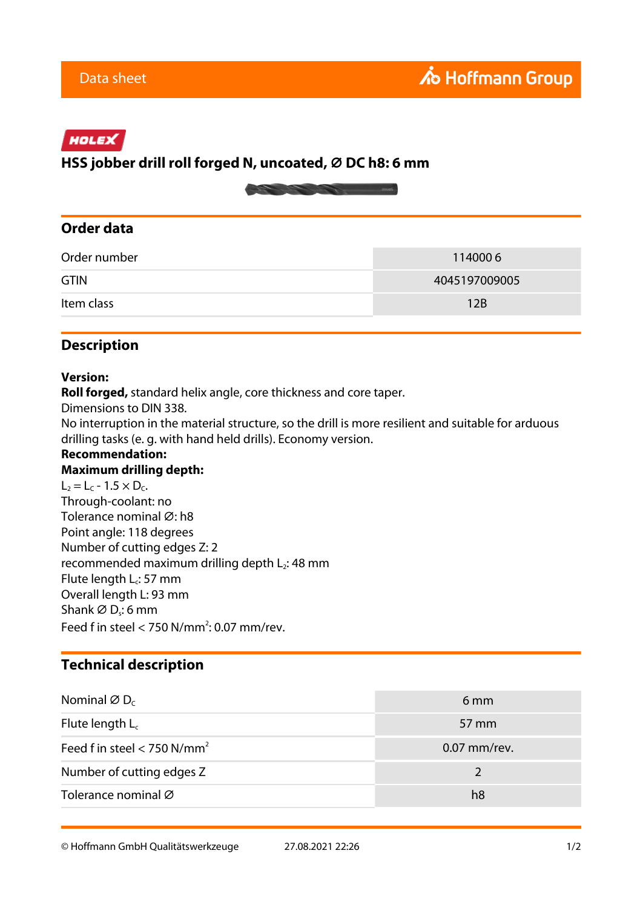Data sheet

HOLEX

# HSS jobber drill roll forged N, uncoated, Ø DC h8: 6 mm

## Order data

| | |
|---|---|
| Order number | 114000 6 |
| GTIN | 4045197009005 |
| Item class | 12B |

## Description

**Version:**
**Roll forged,** standard helix angle, core thickness and core taper.
Dimensions to DIN 338.
No interruption in the material structure, so the drill is more resilient and suitable for arduous drilling tasks (e. g. with hand held drills). Economy version.
**Recommendation:**
**Maximum drilling depth:**
$L_2 = L_C - 1.5 \times D_C$.
Through-coolant: no
Tolerance nominal Ø: h8
Point angle: 118 degrees
Number of cutting edges Z: 2
recommended maximum drilling depth $L_2$: 48 mm
Flute length $L_c$: 57 mm
Overall length L: 93 mm
Shank Ø $D_s$: 6 mm
Feed f in steel < 750 N/mm$^2$: 0.07 mm/rev.

## Technical description

| | |
|---|---|
| Nominal Ø $D_C$ | 6 mm |
| Flute length $L_c$ | 57 mm |
| Feed f in steel < 750 N/mm$^2$ | 0.07 mm/rev. |
| Number of cutting edges Z | 2 |
| Tolerance nominal Ø | h8 |

© Hoffmann GmbH Qualitätswerkzeuge 27.08.2021 22:26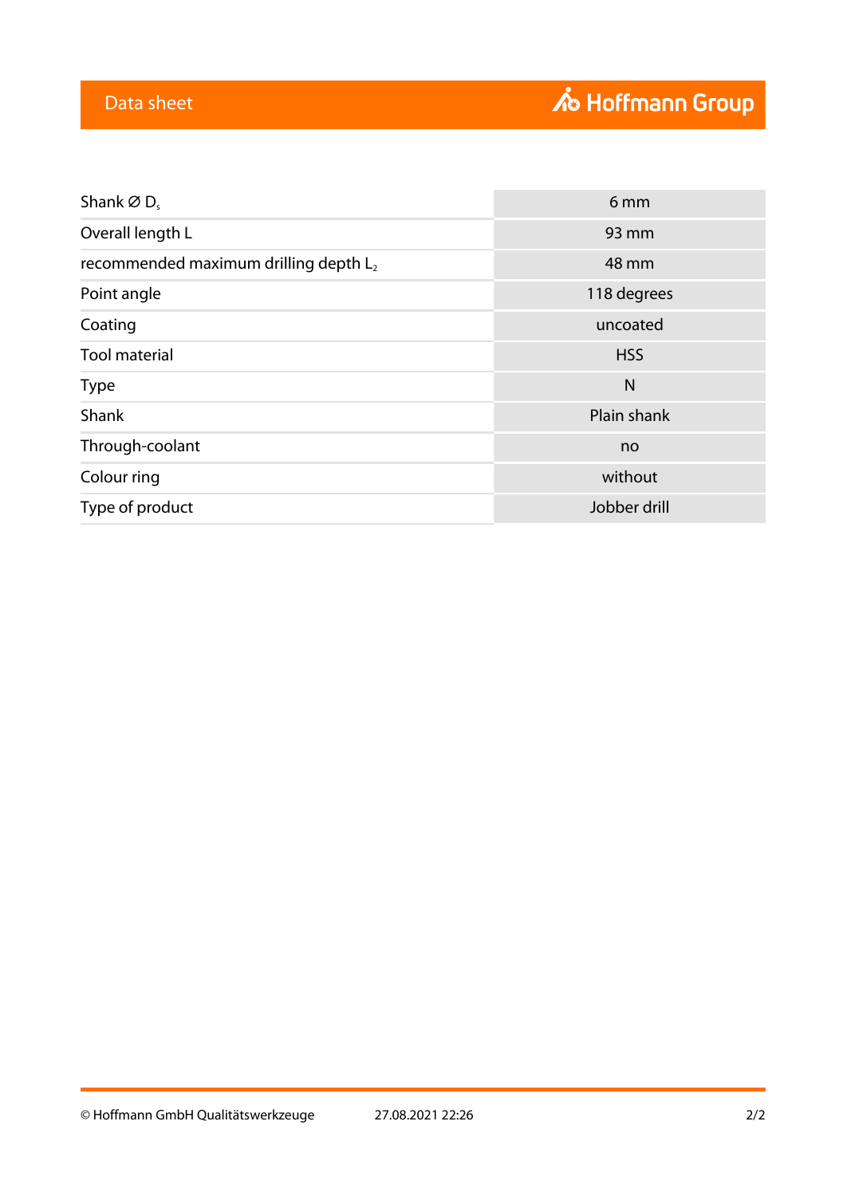| | |
|---|---|
| Shank Ø $D_s$ | 6 mm |
| Overall length L | 93 mm |
| recommended maximum drilling depth $L_2$ | 48 mm |
| Point angle | 118 degrees |
| Coating | uncoated |
| Tool material | HSS |
| Type | N |
| Shank | Plain shank |
| Through-coolant | no |
| Colour ring | without |
| Type of product | Jobber drill |